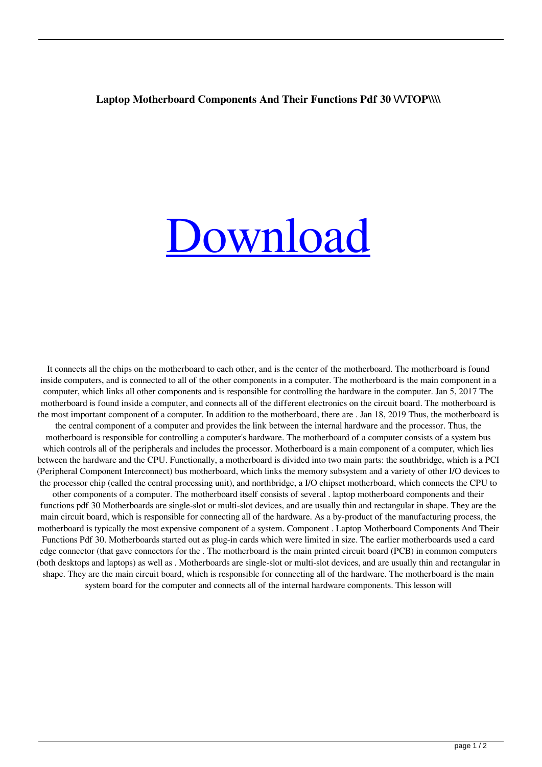**Laptop Motherboard Components And Their Functions Pdf 30 \/\/TOP\\\\**

[Download]

It connects all the chips on the motherboard to each other, and is the center of the motherboard. The motherboard is found inside computers, and is connected to all of the other components in a computer. The motherboard is the main component in a computer, which links all other components and is responsible for controlling the hardware in the computer. Jan 5, 2017 The motherboard is found inside a computer, and connects all of the different electronics on the circuit board. The motherboard is the most important component of a computer. In addition to the motherboard, there are . Jan 18, 2019 Thus, the motherboard is the central component of a computer and provides the link between the internal hardware and the processor. Thus, the motherboard is responsible for controlling a computer's hardware. The motherboard of a computer consists of a system bus which controls all of the peripherals and includes the processor. Motherboard is a main component of a computer, which lies between the hardware and the CPU. Functionally, a motherboard is divided into two main parts: the southbridge, which is a PCI (Peripheral Component Interconnect) bus motherboard, which links the memory subsystem and a variety of other I/O devices to the processor chip (called the central processing unit), and northbridge, a I/O chipset motherboard, which connects the CPU to other components of a computer. The motherboard itself consists of several . laptop motherboard components and their functions pdf 30 Motherboards are single-slot or multi-slot devices, and are usually thin and rectangular in shape. They are the main circuit board, which is responsible for connecting all of the hardware. As a by-product of the manufacturing process, the motherboard is typically the most expensive component of a system. Component . Laptop Motherboard Components And Their Functions Pdf 30. Motherboards started out as plug-in cards which were limited in size. The earlier motherboards used a card edge connector (that gave connectors for the . The motherboard is the main printed circuit board (PCB) in common computers (both desktops and laptops) as well as . Motherboards are single-slot or multi-slot devices, and are usually thin and rectangular in shape. They are the main circuit board, which is responsible for connecting all of the hardware. The motherboard is the main system board for the computer and connects all of the internal hardware components. This lesson will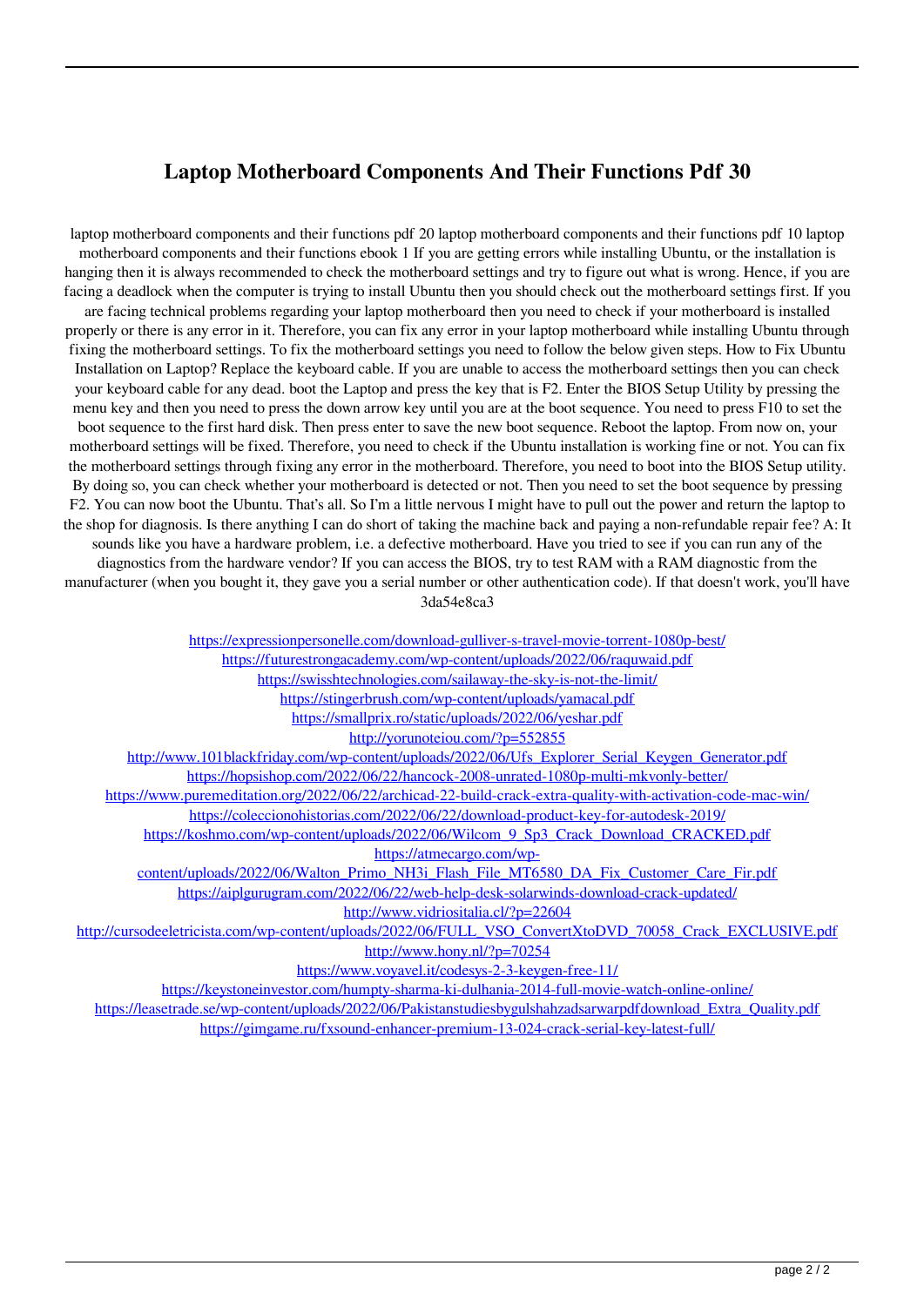# Laptop Motherboard Components And Their Functions Pdf 30

laptop motherboard components and their functions pdf 20 laptop motherboard components and their functions pdf 10 laptop motherboard components and their functions ebook 1 If you are getting errors while installing Ubuntu, or the installation is hanging then it is always recommended to check the motherboard settings and try to figure out what is wrong. Hence, if you are facing a deadlock when the computer is trying to install Ubuntu then you should check out the motherboard settings first. If you are facing technical problems regarding your laptop motherboard then you need to check if your motherboard is installed properly or there is any error in it. Therefore, you can fix any error in your laptop motherboard while installing Ubuntu through fixing the motherboard settings. To fix the motherboard settings you need to follow the below given steps. How to Fix Ubuntu Installation on Laptop? Replace the keyboard cable. If you are unable to access the motherboard settings then you can check your keyboard cable for any dead. boot the Laptop and press the key that is F2. Enter the BIOS Setup Utility by pressing the menu key and then you need to press the down arrow key until you are at the boot sequence. You need to press F10 to set the boot sequence to the first hard disk. Then press enter to save the new boot sequence. Reboot the laptop. From now on, your motherboard settings will be fixed. Therefore, you need to check if the Ubuntu installation is working fine or not. You can fix the motherboard settings through fixing any error in the motherboard. Therefore, you need to boot into the BIOS Setup utility. By doing so, you can check whether your motherboard is detected or not. Then you need to set the boot sequence by pressing F2. You can now boot the Ubuntu. That's all. So I'm a little nervous I might have to pull out the power and return the laptop to the shop for diagnosis. Is there anything I can do short of taking the machine back and paying a non-refundable repair fee? A: It sounds like you have a hardware problem, i.e. a defective motherboard. Have you tried to see if you can run any of the diagnostics from the hardware vendor? If you can access the BIOS, try to test RAM with a RAM diagnostic from the manufacturer (when you bought it, they gave you a serial number or other authentication code). If that doesn't work, you'll have 3da54e8ca3

https://expressionpersonelle.com/download-gulliver-s-travel-movie-torrent-1080p-best/
https://futurestrongacademy.com/wp-content/uploads/2022/06/raquwaid.pdf
https://swisshtechnologies.com/sailaway-the-sky-is-not-the-limit/
https://stingerbrush.com/wp-content/uploads/yamacal.pdf
https://smallprix.ro/static/uploads/2022/06/yeshar.pdf
http://yorunoteiou.com/?p=552855
http://www.101blackfriday.com/wp-content/uploads/2022/06/Ufs_Explorer_Serial_Keygen_Generator.pdf
https://hopsishop.com/2022/06/22/hancock-2008-unrated-1080p-multi-mkvonly-better/
https://www.puremeditation.org/2022/06/22/archicad-22-build-crack-extra-quality-with-activation-code-mac-win/
https://coleccionohistorias.com/2022/06/22/download-product-key-for-autodesk-2019/
https://koshmo.com/wp-content/uploads/2022/06/Wilcom_9_Sp3_Crack_Download_CRACKED.pdf
https://atmecargo.com/wp-content/uploads/2022/06/Walton_Primo_NH3i_Flash_File_MT6580_DA_Fix_Customer_Care_Fir.pdf
https://aiplgurugram.com/2022/06/22/web-help-desk-solarwinds-download-crack-updated/
http://www.vidriositalia.cl/?p=22604
http://cursodeeletricista.com/wp-content/uploads/2022/06/FULL_VSO_ConvertXtoDVD_70058_Crack_EXCLUSIVE.pdf
http://www.hony.nl/?p=70254
https://www.voyavel.it/codesys-2-3-keygen-free-11/
https://keystoneinvestor.com/humpty-sharma-ki-dulhania-2014-full-movie-watch-online-online/
https://leasetrade.se/wp-content/uploads/2022/06/Pakistanstudiesbygulshahzadsarwarpdfdownload_Extra_Quality.pdf
https://gimgame.ru/fxsound-enhancer-premium-13-024-crack-serial-key-latest-full/